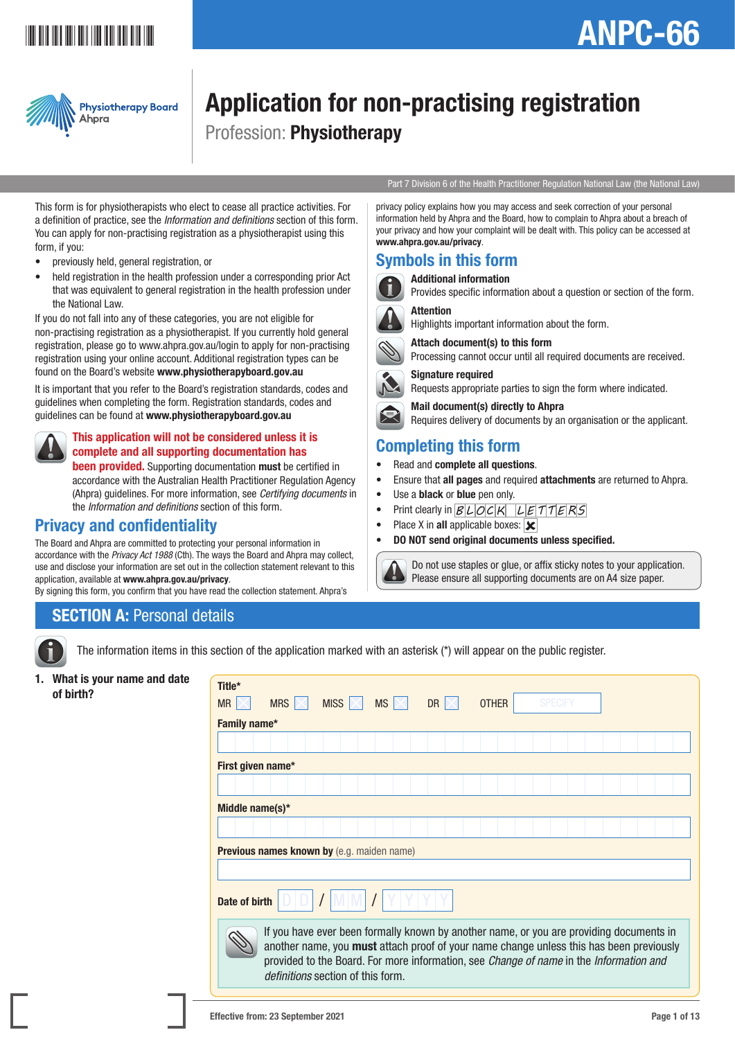# ANPC-66

Physiotherapy Board Ahpra

# Application for non-practising registration

## Profession: **Physiotherapy**

Part 7 Division 6 of the Health Practitioner Regulation National Law (the National Law)

This form is for physiotherapists who elect to cease all practice activities. For a definition of practice, see the *Information and definitions* section of this form. You can apply for non-practising registration as a physiotherapist using this form, if you:

- previously held, general registration, or
- held registration in the health profession under a corresponding prior Act that was equivalent to general registration in the health profession under the National Law.

If you do not fall into any of these categories, you are not eligible for non-practising registration as a physiotherapist. If you currently hold general registration, please go to www.ahpra.gov.au/login to apply for non-practising registration using your online account. Additional registration types can be found on the Board's website **www.physiotherapyboard.gov.au**

It is important that you refer to the Board's registration standards, codes and guidelines when completing the form. Registration standards, codes and guidelines can be found at **www.physiotherapyboard.gov.au**

**This application will not be considered unless it is complete and all supporting documentation has been provided.** Supporting documentation **must** be certified in accordance with the Australian Health Practitioner Regulation Agency (Ahpra) guidelines. For more information, see *Certifying documents* in the *Information and definitions* section of this form.

## Privacy and confidentiality

The Board and Ahpra are committed to protecting your personal information in accordance with the *Privacy Act 1988* (Cth). The ways the Board and Ahpra may collect, use and disclose your information are set out in the collection statement relevant to this application, available at **www.ahpra.gov.au/privacy**.

By signing this form, you confirm that you have read the collection statement. Ahpra's privacy policy explains how you may access and seek correction of your personal information held by Ahpra and the Board, how to complain to Ahpra about a breach of your privacy and how your complaint will be dealt with. This policy can be accessed at **www.ahpra.gov.au/privacy**.

## Symbols in this form

**Additional information**
Provides specific information about a question or section of the form.

**Attention**
Highlights important information about the form.

**Attach document(s) to this form**
Processing cannot occur until all required documents are received.

**Signature required**
Requests appropriate parties to sign the form where indicated.

**Mail document(s) directly to Ahpra**
Requires delivery of documents by an organisation or the applicant.

## Completing this form

- Read and **complete all questions**.
- Ensure that **all pages** and required **attachments** are returned to Ahpra.
- Use a **black** or **blue** pen only.
- Print clearly in BLOCK LETTERS
- Place X in **all** applicable boxes: ☒
- **DO NOT send original documents unless specified.**

Do not use staples or glue, or affix sticky notes to your application. Please ensure all supporting documents are on A4 size paper.

## SECTION A: Personal details

The information items in this section of the application marked with an asterisk (*) will appear on the public register.

**1. What is your name and date of birth?**

**Title***
MR ☐ MRS ☐ MISS ☐ MS ☐ DR ☐ OTHER ____ (SPECIFY)

**Family name***

**First given name***

**Middle name(s)***

**Previous names known by** (e.g. maiden name)

**Date of birth** DD / MM / YYYY

If you have ever been formally known by another name, or you are providing documents in another name, you **must** attach proof of your name change unless this has been previously provided to the Board. For more information, see *Change of name* in the *Information and definitions* section of this form.

Effective from: 23 September 2021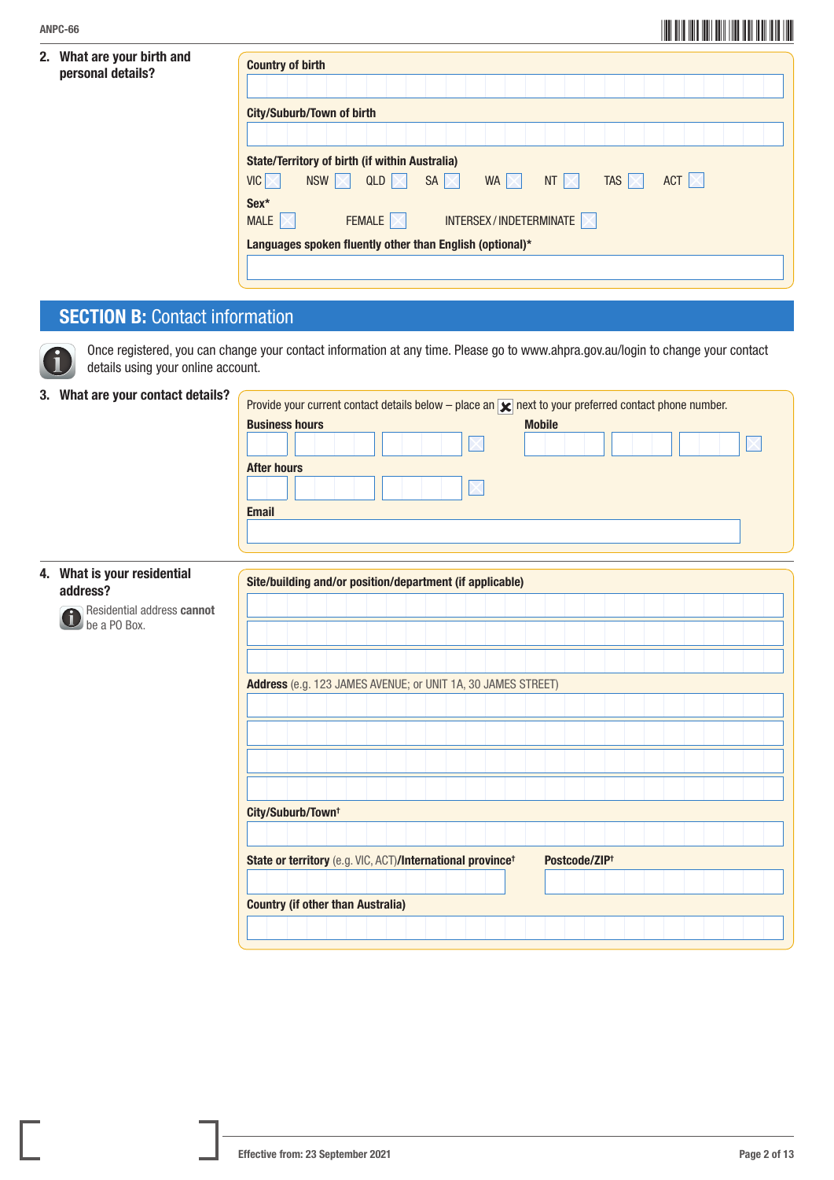**2. What are your birth and personal details?**

**Country of birth**

**City/Suburb/Town of birth**

**State/Territory of birth (if within Australia)**

VIC ☐ NSW ☐ QLD ☐ SA ☐ WA ☐ NT ☐ TAS ☐ ACT ☐

**Sex***

MALE ☐ FEMALE ☐ INTERSEX / INDETERMINATE ☐

**Languages spoken fluently other than English (optional)***

## SECTION B: Contact information

Once registered, you can change your contact information at any time. Please go to www.ahpra.gov.au/login to change your contact details using your online account.

**3. What are your contact details?**

Provide your current contact details below – place an ☒ next to your preferred contact phone number.

**Business hours** ☐

**Mobile** ☐

**After hours** ☐

**Email**

**4. What is your residential address?**

Residential address **cannot** be a PO Box.

**Site/building and/or position/department (if applicable)**

**Address** (e.g. 123 JAMES AVENUE; or UNIT 1A, 30 JAMES STREET)

**City/Suburb/Town**†

**State or territory** (e.g. VIC, ACT)**/International province**†

**Postcode/ZIP**†

**Country (if other than Australia)**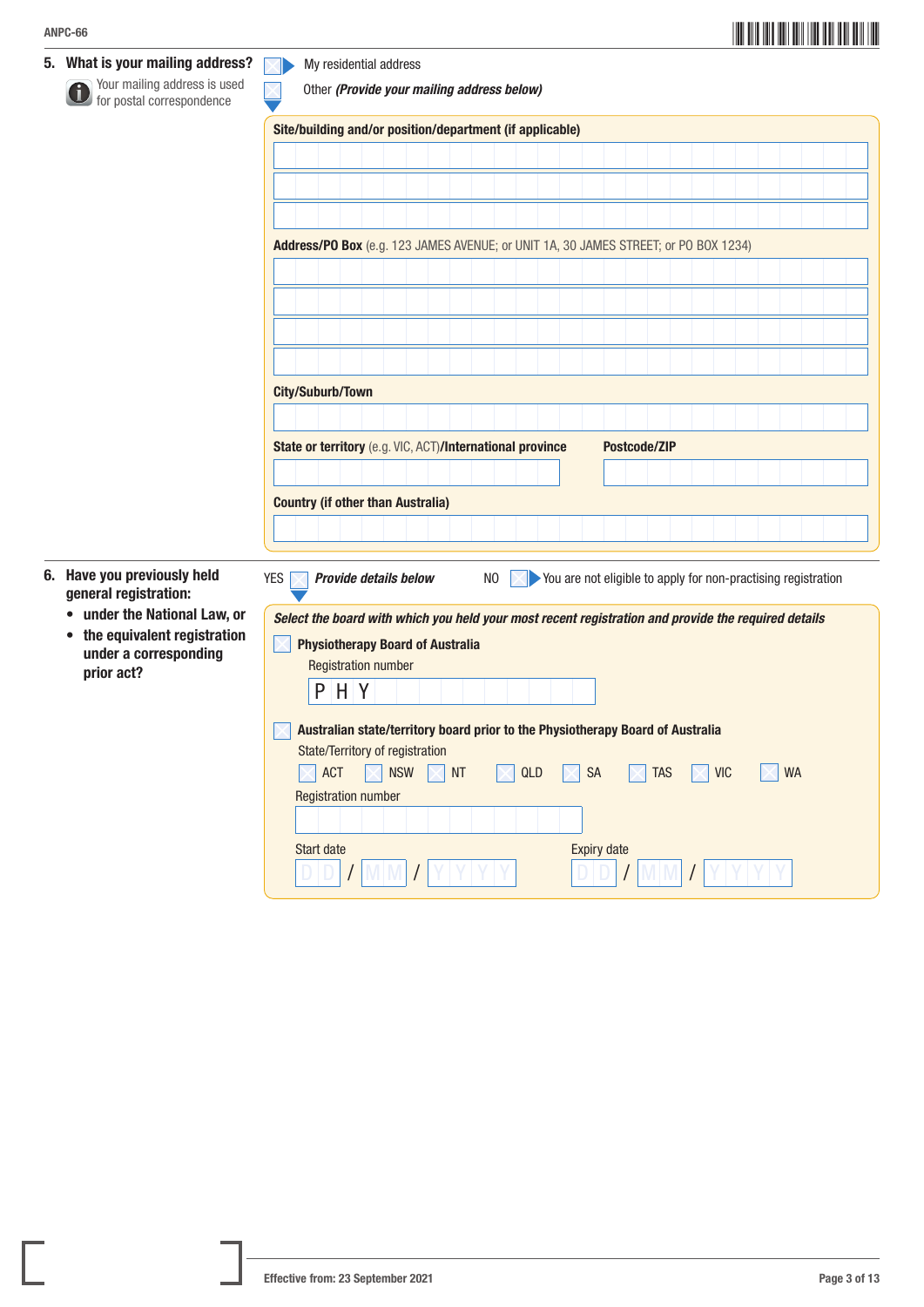## 5. What is your mailing address?

Your mailing address is used for postal correspondence

☐ My residential address

☐ Other *(Provide your mailing address below)*

**Site/building and/or position/department (if applicable)**

**Address/PO Box** (e.g. 123 JAMES AVENUE; or UNIT 1A, 30 JAMES STREET; or PO BOX 1234)

**City/Suburb/Town**

**State or territory** (e.g. VIC, ACT)**/International province**

**Postcode/ZIP**

**Country (if other than Australia)**

## 6. Have you previously held general registration:

- **under the National Law, or**
- **the equivalent registration under a corresponding prior act?**

YES ☐ ***Provide details below***

NO ☐ You are not eligible to apply for non-practising registration

***Select the board with which you held your most recent registration and provide the required details***

☐ **Physiotherapy Board of Australia**

Registration number

P H Y

☐ **Australian state/territory board prior to the Physiotherapy Board of Australia**

State/Territory of registration

☐ ACT ☐ NSW ☐ NT ☐ QLD ☐ SA ☐ TAS ☐ VIC ☐ WA

Registration number

Start date D D / M M / Y Y Y Y

Expiry date D D / M M / Y Y Y Y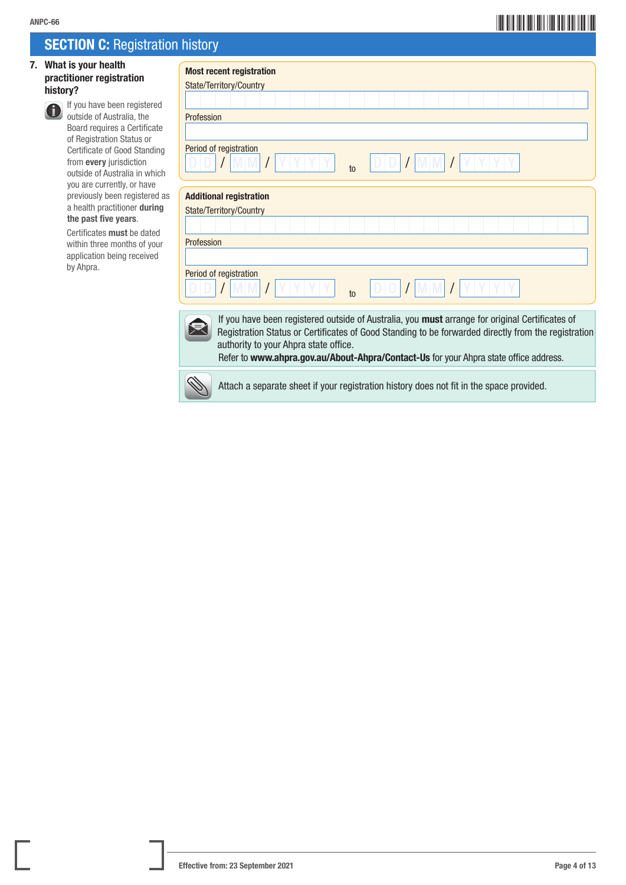## SECTION C: Registration history

**7. What is your health practitioner registration history?**

If you have been registered outside of Australia, the Board requires a Certificate of Registration Status or Certificate of Good Standing from **every** jurisdiction outside of Australia in which you are currently, or have previously been registered as a health practitioner **during the past five years**.

Certificates **must** be dated within three months of your application being received by Ahpra.

**Most recent registration**

State/Territory/Country

Profession

Period of registration

DD / MM / YYYY to DD / MM / YYYY

**Additional registration**

State/Territory/Country

Profession

Period of registration

DD / MM / YYYY to DD / MM / YYYY

If you have been registered outside of Australia, you **must** arrange for original Certificates of Registration Status or Certificates of Good Standing to be forwarded directly from the registration authority to your Ahpra state office.
Refer to **www.ahpra.gov.au/About-Ahpra/Contact-Us** for your Ahpra state office address.

Attach a separate sheet if your registration history does not fit in the space provided.

Effective from: 23 September 2021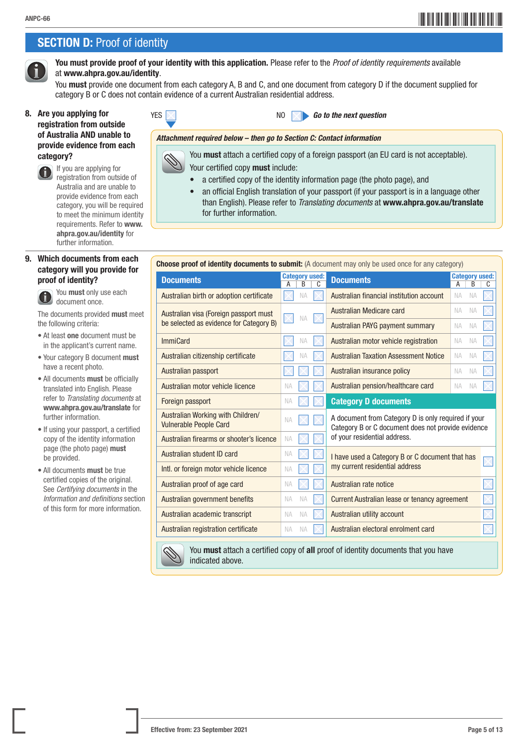## SECTION D: Proof of identity

**You must provide proof of your identity with this application.** Please refer to the *Proof of identity requirements* available at **www.ahpra.gov.au/identity**.

You **must** provide one document from each category A, B and C, and one document from category D if the document supplied for category B or C does not contain evidence of a current Australian residential address.

**8. Are you applying for registration from outside of Australia AND unable to provide evidence from each category?**

If you are applying for registration from outside of Australia and are unable to provide evidence from each category, you will be required to meet the minimum identity requirements. Refer to **www.ahpra.gov.au/identity** for further information.

YES ☐ NO ☐ ▶ ***Go to the next question***

***Attachment required below – then go to Section C: Contact information***

You **must** attach a certified copy of a foreign passport (an EU card is not acceptable).
Your certified copy **must** include:

- a certified copy of the identity information page (the photo page), and
- an official English translation of your passport (if your passport is in a language other than English). Please refer to *Translating documents* at **www.ahpra.gov.au/translate** for further information.

**9. Which documents from each category will you provide for proof of identity?**

You **must** only use each document once.

The documents provided **must** meet the following criteria:

- At least **one** document must be in the applicant's current name.
- Your category B document **must** have a recent photo.
- All documents **must** be officially translated into English. Please refer to *Translating documents* at **www.ahpra.gov.au/translate** for further information.
- If using your passport, a certified copy of the identity information page (the photo page) **must** be provided.
- All documents **must** be true certified copies of the original. See *Certifying documents* in the *Information and definitions* section of this form for more information.

**Choose proof of identity documents to submit:** (A document may only be used once for any category)

| Documents | A | B | C |
|---|---|---|---|
| Australian birth or adoption certificate | ☐ | NA | ☐ |
| Australian visa (Foreign passport must be selected as evidence for Category B) | ☐ | NA | ☐ |
| ImmiCard | ☐ | NA | ☐ |
| Australian citizenship certificate | ☐ | NA | ☐ |
| Australian passport | ☐ | ☐ | ☐ |
| Australian motor vehicle licence | NA | ☐ | ☐ |
| Foreign passport | NA | ☐ | ☐ |
| Australian Working with Children/ Vulnerable People Card | NA | ☐ | ☐ |
| Australian firearms or shooter's licence | NA | ☐ | ☐ |
| Australian student ID card | NA | ☐ | ☐ |
| Intl. or foreign motor vehicle licence | NA | ☐ | ☐ |
| Australian proof of age card | NA | ☐ | ☐ |
| Australian government benefits | NA | NA | ☐ |
| Australian academic transcript | NA | NA | ☐ |
| Australian registration certificate | NA | NA | ☐ |
| Australian financial institution account | NA | NA | ☐ |
| Australian Medicare card | NA | NA | ☐ |
| Australian PAYG payment summary | NA | NA | ☐ |
| Australian motor vehicle registration | NA | NA | ☐ |
| Australian Taxation Assessment Notice | NA | NA | ☐ |
| Australian insurance policy | NA | NA | ☐ |
| Australian pension/healthcare card | NA | NA | ☐ |

**Category D documents**

A document from Category D is only required if your Category B or C document does not provide evidence of your residential address.

| Category D documents | |
|---|---|
| I have used a Category B or C document that has my current residential address | ☐ |
| Australian rate notice | ☐ |
| Current Australian lease or tenancy agreement | ☐ |
| Australian utility account | ☐ |
| Australian electoral enrolment card | ☐ |

You **must** attach a certified copy of **all** proof of identity documents that you have indicated above.

Effective from: 23 September 2021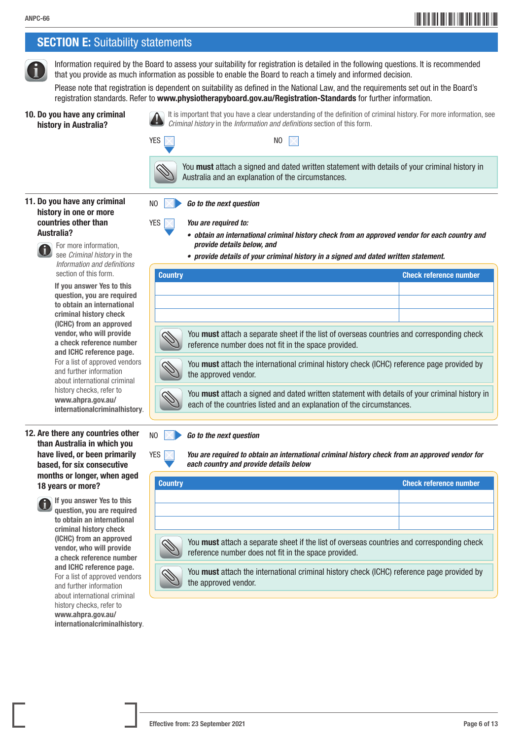## SECTION E: Suitability statements

Information required by the Board to assess your suitability for registration is detailed in the following questions. It is recommended that you provide as much information as possible to enable the Board to reach a timely and informed decision.

Please note that registration is dependent on suitability as defined in the National Law, and the requirements set out in the Board's registration standards. Refer to **www.physiotherapyboard.gov.au/Registration-Standards** for further information.

### 10. Do you have any criminal history in Australia?

It is important that you have a clear understanding of the definition of criminal history. For more information, see *Criminal history* in the *Information and definitions* section of this form.

YES ☐  NO ☐

You **must** attach a signed and dated written statement with details of your criminal history in Australia and an explanation of the circumstances.

### 11. Do you have any criminal history in one or more countries other than Australia?

For more information, see *Criminal history* in the *Information and definitions* section of this form.

**If you answer Yes to this question, you are required to obtain an international criminal history check (ICHC) from an approved vendor, who will provide a check reference number and ICHC reference page.** For a list of approved vendors and further information about international criminal history checks, refer to **www.ahpra.gov.au/internationalcriminalhistory**.

NO ☐ ***Go to the next question***

YES ☐ ***You are required to:***

- ***obtain an international criminal history check from an approved vendor for each country and provide details below, and***
- ***provide details of your criminal history in a signed and dated written statement.***

| Country | Check reference number |
|---|---|
| | |
| | |
| | |

You **must** attach a separate sheet if the list of overseas countries and corresponding check reference number does not fit in the space provided.

You **must** attach the international criminal history check (ICHC) reference page provided by the approved vendor.

You **must** attach a signed and dated written statement with details of your criminal history in each of the countries listed and an explanation of the circumstances.

### 12. Are there any countries other than Australia in which you have lived, or been primarily based, for six consecutive months or longer, when aged 18 years or more?

**If you answer Yes to this question, you are required to obtain an international criminal history check (ICHC) from an approved vendor, who will provide a check reference number and ICHC reference page.** For a list of approved vendors and further information about international criminal history checks, refer to **www.ahpra.gov.au/internationalcriminalhistory**.

NO ☐ ***Go to the next question***

YES ☐ ***You are required to obtain an international criminal history check from an approved vendor for each country and provide details below***

| Country | Check reference number |
|---|---|
| | |
| | |
| | |

You **must** attach a separate sheet if the list of overseas countries and corresponding check reference number does not fit in the space provided.

You **must** attach the international criminal history check (ICHC) reference page provided by the approved vendor.

Effective from: 23 September 2021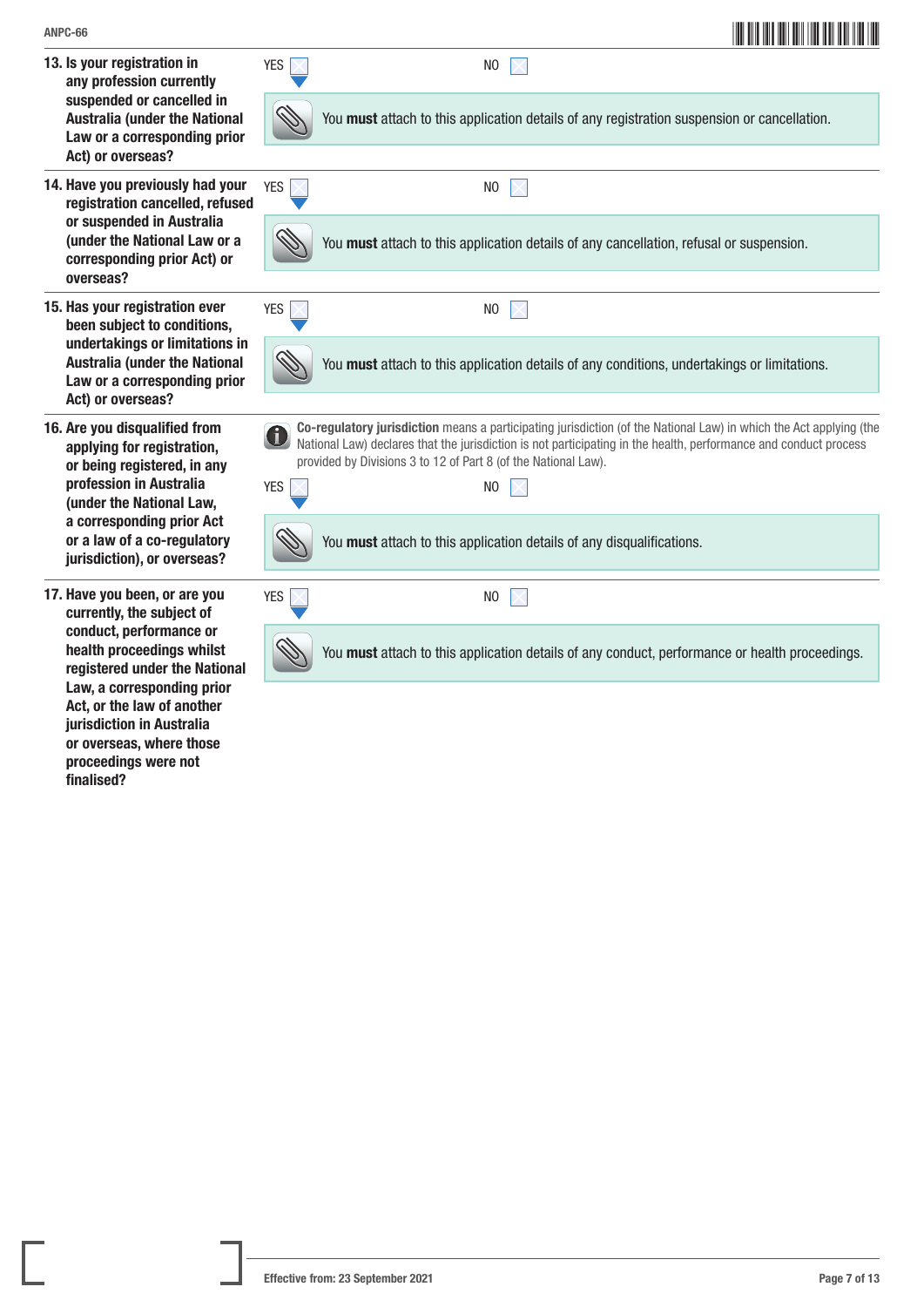**13. Is your registration in any profession currently suspended or cancelled in Australia (under the National Law or a corresponding prior Act) or overseas?**

YES ☐ NO ☐

You **must** attach to this application details of any registration suspension or cancellation.

**14. Have you previously had your registration cancelled, refused or suspended in Australia (under the National Law or a corresponding prior Act) or overseas?**

YES ☐ NO ☐

You **must** attach to this application details of any cancellation, refusal or suspension.

**15. Has your registration ever been subject to conditions, undertakings or limitations in Australia (under the National Law or a corresponding prior Act) or overseas?**

YES ☐ NO ☐

You **must** attach to this application details of any conditions, undertakings or limitations.

**16. Are you disqualified from applying for registration, or being registered, in any profession in Australia (under the National Law, a corresponding prior Act or a law of a co-regulatory jurisdiction), or overseas?**

**Co-regulatory jurisdiction** means a participating jurisdiction (of the National Law) in which the Act applying (the National Law) declares that the jurisdiction is not participating in the health, performance and conduct process provided by Divisions 3 to 12 of Part 8 (of the National Law).

YES ☐ NO ☐

You **must** attach to this application details of any disqualifications.

**17. Have you been, or are you currently, the subject of conduct, performance or health proceedings whilst registered under the National Law, a corresponding prior Act, or the law of another jurisdiction in Australia or overseas, where those proceedings were not finalised?**

YES ☐ NO ☐

You **must** attach to this application details of any conduct, performance or health proceedings.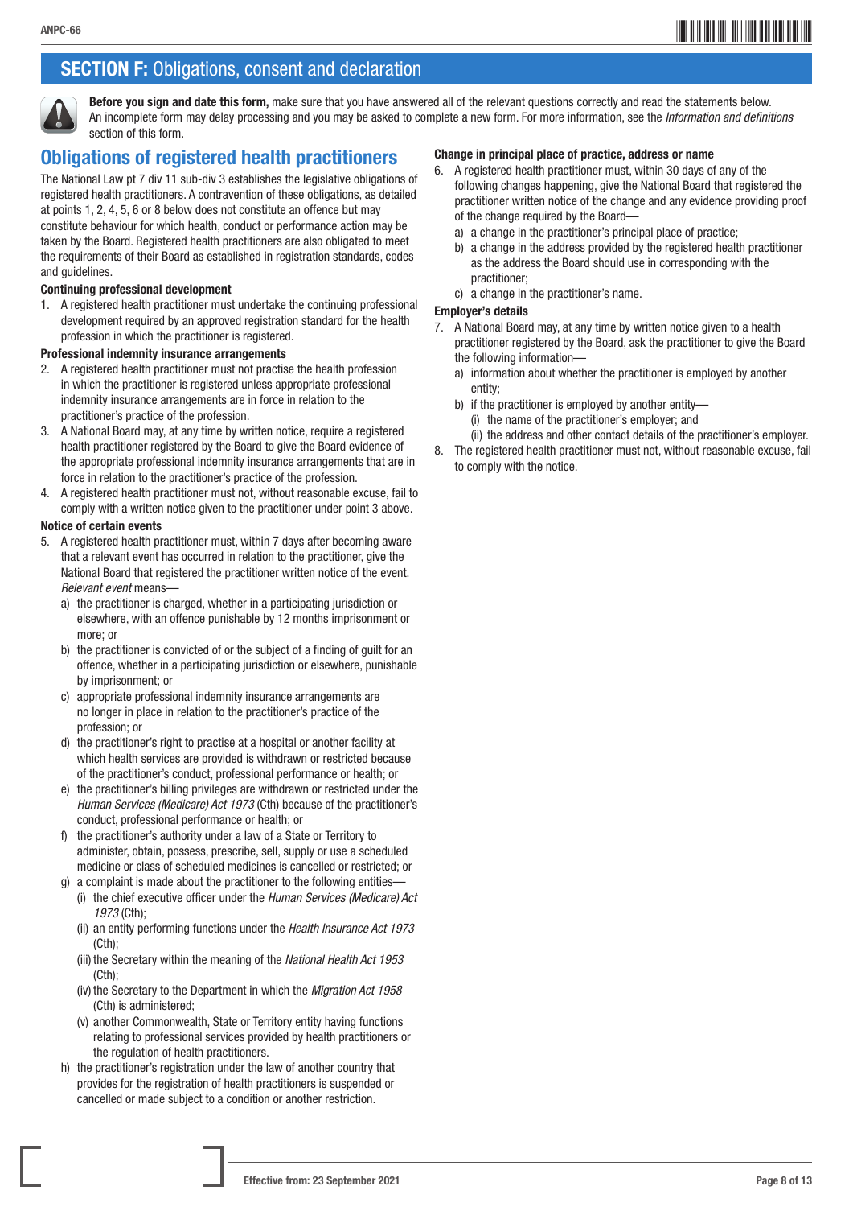## SECTION F: Obligations, consent and declaration

**Before you sign and date this form,** make sure that you have answered all of the relevant questions correctly and read the statements below. An incomplete form may delay processing and you may be asked to complete a new form. For more information, see the *Information and definitions* section of this form.

## Obligations of registered health practitioners

The National Law pt 7 div 11 sub-div 3 establishes the legislative obligations of registered health practitioners. A contravention of these obligations, as detailed at points 1, 2, 4, 5, 6 or 8 below does not constitute an offence but may constitute behaviour for which health, conduct or performance action may be taken by the Board. Registered health practitioners are also obligated to meet the requirements of their Board as established in registration standards, codes and guidelines.

**Continuing professional development**

1. A registered health practitioner must undertake the continuing professional development required by an approved registration standard for the health profession in which the practitioner is registered.

**Professional indemnity insurance arrangements**

2. A registered health practitioner must not practise the health profession in which the practitioner is registered unless appropriate professional indemnity insurance arrangements are in force in relation to the practitioner's practice of the profession.
3. A National Board may, at any time by written notice, require a registered health practitioner registered by the Board to give the Board evidence of the appropriate professional indemnity insurance arrangements that are in force in relation to the practitioner's practice of the profession.
4. A registered health practitioner must not, without reasonable excuse, fail to comply with a written notice given to the practitioner under point 3 above.

**Notice of certain events**

5. A registered health practitioner must, within 7 days after becoming aware that a relevant event has occurred in relation to the practitioner, give the National Board that registered the practitioner written notice of the event. *Relevant event* means—
   a) the practitioner is charged, whether in a participating jurisdiction or elsewhere, with an offence punishable by 12 months imprisonment or more; or
   b) the practitioner is convicted of or the subject of a finding of guilt for an offence, whether in a participating jurisdiction or elsewhere, punishable by imprisonment; or
   c) appropriate professional indemnity insurance arrangements are no longer in place in relation to the practitioner's practice of the profession; or
   d) the practitioner's right to practise at a hospital or another facility at which health services are provided is withdrawn or restricted because of the practitioner's conduct, professional performance or health; or
   e) the practitioner's billing privileges are withdrawn or restricted under the *Human Services (Medicare) Act 1973* (Cth) because of the practitioner's conduct, professional performance or health; or
   f) the practitioner's authority under a law of a State or Territory to administer, obtain, possess, prescribe, sell, supply or use a scheduled medicine or class of scheduled medicines is cancelled or restricted; or
   g) a complaint is made about the practitioner to the following entities—
      (i) the chief executive officer under the *Human Services (Medicare) Act 1973* (Cth);
      (ii) an entity performing functions under the *Health Insurance Act 1973* (Cth);
      (iii) the Secretary within the meaning of the *National Health Act 1953* (Cth);
      (iv) the Secretary to the Department in which the *Migration Act 1958* (Cth) is administered;
      (v) another Commonwealth, State or Territory entity having functions relating to professional services provided by health practitioners or the regulation of health practitioners.
   h) the practitioner's registration under the law of another country that provides for the registration of health practitioners is suspended or cancelled or made subject to a condition or another restriction.

**Change in principal place of practice, address or name**

6. A registered health practitioner must, within 30 days of any of the following changes happening, give the National Board that registered the practitioner written notice of the change and any evidence providing proof of the change required by the Board—
   a) a change in the practitioner's principal place of practice;
   b) a change in the address provided by the registered health practitioner as the address the Board should use in corresponding with the practitioner;
   c) a change in the practitioner's name.

**Employer's details**

7. A National Board may, at any time by written notice given to a health practitioner registered by the Board, ask the practitioner to give the Board the following information—
   a) information about whether the practitioner is employed by another entity;
   b) if the practitioner is employed by another entity—
      (i) the name of the practitioner's employer; and
      (ii) the address and other contact details of the practitioner's employer.
8. The registered health practitioner must not, without reasonable excuse, fail to comply with the notice.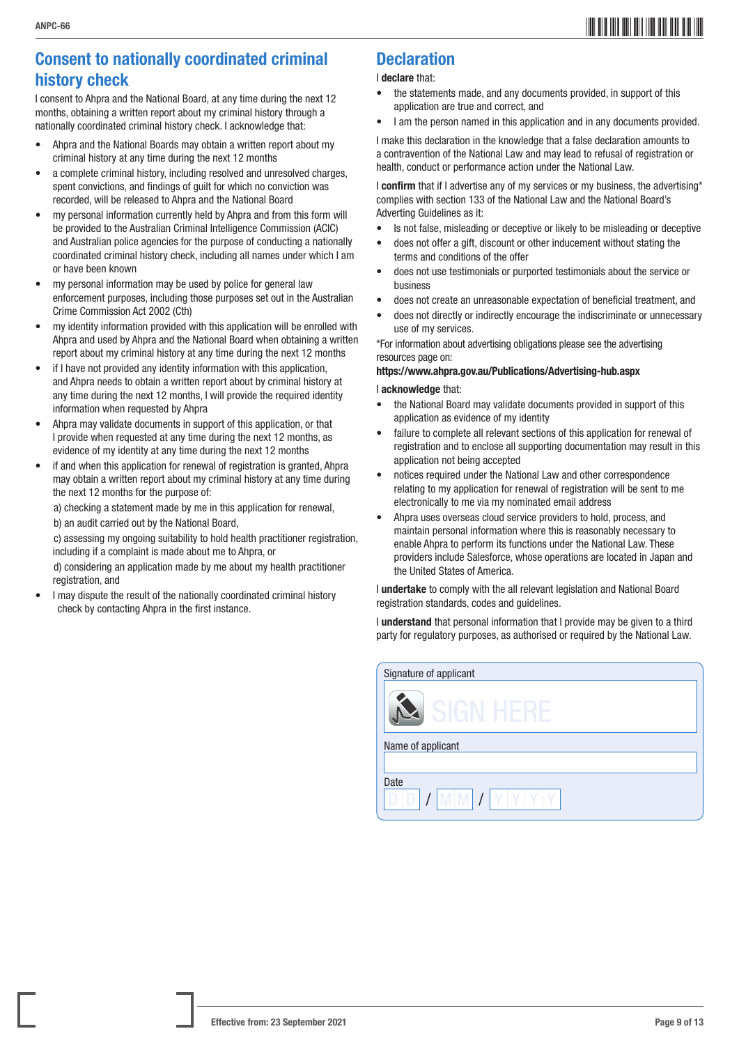## Consent to nationally coordinated criminal history check

I consent to Ahpra and the National Board, at any time during the next 12 months, obtaining a written report about my criminal history through a nationally coordinated criminal history check. I acknowledge that:

- Ahpra and the National Boards may obtain a written report about my criminal history at any time during the next 12 months
- a complete criminal history, including resolved and unresolved charges, spent convictions, and findings of guilt for which no conviction was recorded, will be released to Ahpra and the National Board
- my personal information currently held by Ahpra and from this form will be provided to the Australian Criminal Intelligence Commission (ACIC) and Australian police agencies for the purpose of conducting a nationally coordinated criminal history check, including all names under which I am or have been known
- my personal information may be used by police for general law enforcement purposes, including those purposes set out in the Australian Crime Commission Act 2002 (Cth)
- my identity information provided with this application will be enrolled with Ahpra and used by Ahpra and the National Board when obtaining a written report about my criminal history at any time during the next 12 months
- if I have not provided any identity information with this application, and Ahpra needs to obtain a written report about by criminal history at any time during the next 12 months, I will provide the required identity information when requested by Ahpra
- Ahpra may validate documents in support of this application, or that I provide when requested at any time during the next 12 months, as evidence of my identity at any time during the next 12 months
- if and when this application for renewal of registration is granted, Ahpra may obtain a written report about my criminal history at any time during the next 12 months for the purpose of:

  a) checking a statement made by me in this application for renewal,

  b) an audit carried out by the National Board,

  c) assessing my ongoing suitability to hold health practitioner registration, including if a complaint is made about me to Ahpra, or

  d) considering an application made by me about my health practitioner registration, and
- I may dispute the result of the nationally coordinated criminal history check by contacting Ahpra in the first instance.

## Declaration

I **declare** that:

- the statements made, and any documents provided, in support of this application are true and correct, and
- I am the person named in this application and in any documents provided.

I make this declaration in the knowledge that a false declaration amounts to a contravention of the National Law and may lead to refusal of registration or health, conduct or performance action under the National Law.

I **confirm** that if I advertise any of my services or my business, the advertising* complies with section 133 of the National Law and the National Board's Adverting Guidelines as it:

- Is not false, misleading or deceptive or likely to be misleading or deceptive
- does not offer a gift, discount or other inducement without stating the terms and conditions of the offer
- does not use testimonials or purported testimonials about the service or business
- does not create an unreasonable expectation of beneficial treatment, and
- does not directly or indirectly encourage the indiscriminate or unnecessary use of my services.

*For information about advertising obligations please see the advertising resources page on:

**https://www.ahpra.gov.au/Publications/Advertising-hub.aspx**

I **acknowledge** that:

- the National Board may validate documents provided in support of this application as evidence of my identity
- failure to complete all relevant sections of this application for renewal of registration and to enclose all supporting documentation may result in this application not being accepted
- notices required under the National Law and other correspondence relating to my application for renewal of registration will be sent to me electronically to me via my nominated email address
- Ahpra uses overseas cloud service providers to hold, process, and maintain personal information where this is reasonably necessary to enable Ahpra to perform its functions under the National Law. These providers include Salesforce, whose operations are located in Japan and the United States of America.

I **undertake** to comply with the all relevant legislation and National Board registration standards, codes and guidelines.

I **understand** that personal information that I provide may be given to a third party for regulatory purposes, as authorised or required by the National Law.

Signature of applicant

SIGN HERE

Name of applicant

Date

D D / M M / Y Y Y Y

Effective from: 23 September 2021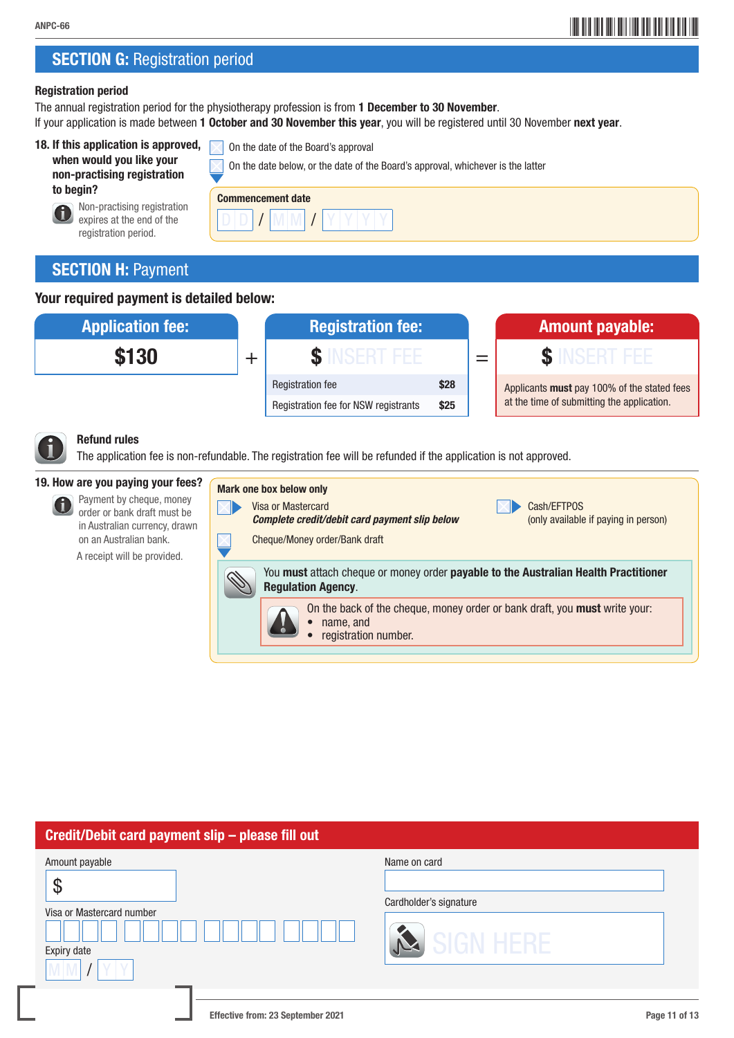## SECTION G: Registration period

**Registration period**

The annual registration period for the physiotherapy profession is from **1 December to 30 November**.

If your application is made between **1 October and 30 November this year**, you will be registered until 30 November **next year**.

**18. If this application is approved, when would you like your non-practising registration to begin?**

Non-practising registration expires at the end of the registration period.

- ☐ On the date of the Board's approval
- ☐ On the date below, or the date of the Board's approval, whichever is the latter

**Commencement date**

D D / M M / Y Y Y Y

## SECTION H: Payment

**Your required payment is detailed below:**

| Application fee: | | Registration fee: | | Amount payable: |
|---|---|---|---|---|
| **$130** | + | **$** INSERT FEE | = | **$** INSERT FEE |
| | | Registration fee **$28** | | Applicants **must** pay 100% of the stated fees at the time of submitting the application. |
| | | Registration fee for NSW registrants **$25** | | |

**Refund rules**

The application fee is non-refundable. The registration fee will be refunded if the application is not approved.

**19. How are you paying your fees?**

Payment by cheque, money order or bank draft must be in Australian currency, drawn on an Australian bank.

A receipt will be provided.

**Mark one box below only**

- ☐ Visa or Mastercard
  ***Complete credit/debit card payment slip below***
- ☐ Cash/EFTPOS
  (only available if paying in person)
- ☐ Cheque/Money order/Bank draft

You **must** attach cheque or money order **payable to the Australian Health Practitioner Regulation Agency**.

On the back of the cheque, money order or bank draft, you **must** write your:

- name, and
- registration number.

## Credit/Debit card payment slip – please fill out

Amount payable

$

Visa or Mastercard number

☐☐☐☐ ☐☐☐☐ ☐☐☐☐ ☐☐☐☐

Expiry date

M M / Y Y

Name on card

Cardholder's signature

SIGN HERE

Effective from: 23 September 2021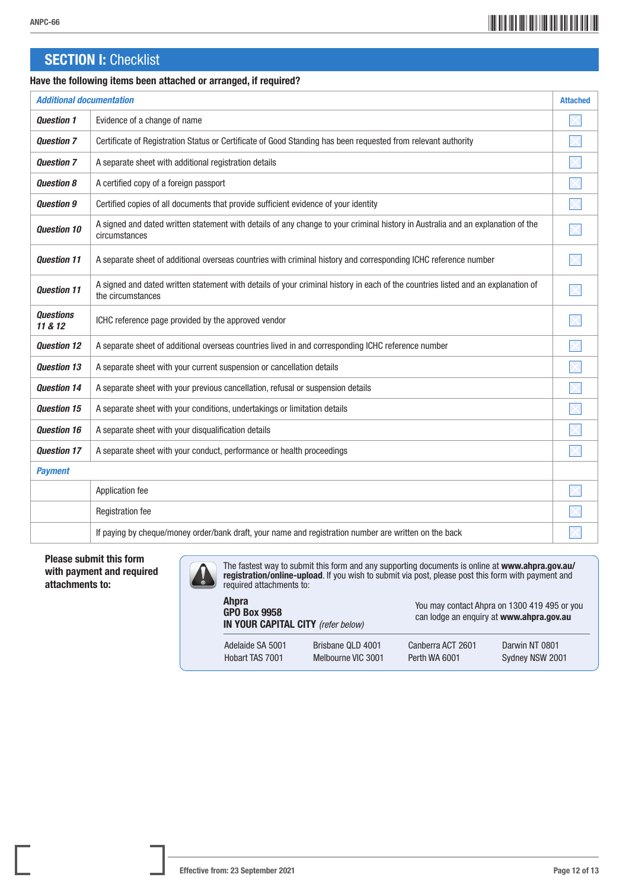## SECTION I: Checklist

**Have the following items been attached or arranged, if required?**

| *Additional documentation* | | Attached |
|---|---|---|
| *Question 1* | Evidence of a change of name | ☐ |
| *Question 7* | Certificate of Registration Status or Certificate of Good Standing has been requested from relevant authority | ☐ |
| *Question 7* | A separate sheet with additional registration details | ☐ |
| *Question 8* | A certified copy of a foreign passport | ☐ |
| *Question 9* | Certified copies of all documents that provide sufficient evidence of your identity | ☐ |
| *Question 10* | A signed and dated written statement with details of any change to your criminal history in Australia and an explanation of the circumstances | ☐ |
| *Question 11* | A separate sheet of additional overseas countries with criminal history and corresponding ICHC reference number | ☐ |
| *Question 11* | A signed and dated written statement with details of your criminal history in each of the countries listed and an explanation of the circumstances | ☐ |
| *Questions 11 & 12* | ICHC reference page provided by the approved vendor | ☐ |
| *Question 12* | A separate sheet of additional overseas countries lived in and corresponding ICHC reference number | ☐ |
| *Question 13* | A separate sheet with your current suspension or cancellation details | ☐ |
| *Question 14* | A separate sheet with your previous cancellation, refusal or suspension details | ☐ |
| *Question 15* | A separate sheet with your conditions, undertakings or limitation details | ☐ |
| *Question 16* | A separate sheet with your disqualification details | ☐ |
| *Question 17* | A separate sheet with your conduct, performance or health proceedings | ☐ |
| *Payment* | | |
| | Application fee | ☐ |
| | Registration fee | ☐ |
| | If paying by cheque/money order/bank draft, your name and registration number are written on the back | ☐ |

**Please submit this form with payment and required attachments to:**

The fastest way to submit this form and any supporting documents is online at **www.ahpra.gov.au/registration/online-upload**. If you wish to submit via post, please post this form with payment and required attachments to:

**Ahpra**
**GPO Box 9958**
**IN YOUR CAPITAL CITY** *(refer below)*

You may contact Ahpra on 1300 419 495 or you can lodge an enquiry at **www.ahpra.gov.au**

| | | | |
|---|---|---|---|
| Adelaide SA 5001 | Brisbane QLD 4001 | Canberra ACT 2601 | Darwin NT 0801 |
| Hobart TAS 7001 | Melbourne VIC 3001 | Perth WA 6001 | Sydney NSW 2001 |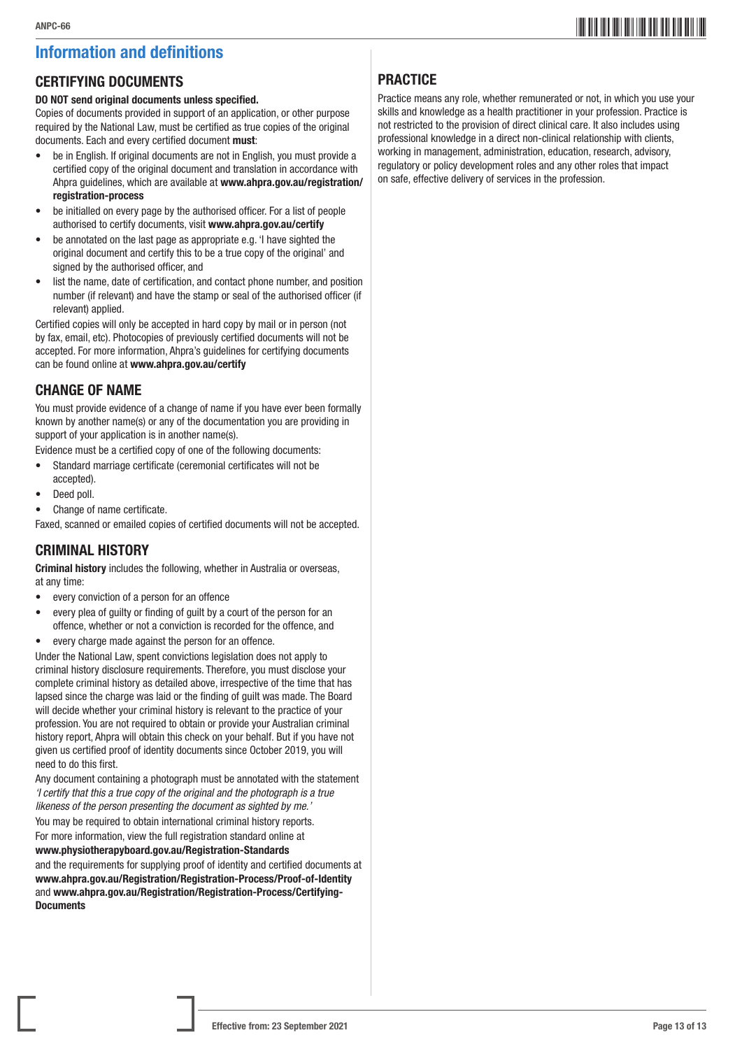# Information and definitions

## CERTIFYING DOCUMENTS

**DO NOT send original documents unless specified.**

Copies of documents provided in support of an application, or other purpose required by the National Law, must be certified as true copies of the original documents. Each and every certified document **must**:

- be in English. If original documents are not in English, you must provide a certified copy of the original document and translation in accordance with Ahpra guidelines, which are available at **www.ahpra.gov.au/registration/registration-process**
- be initialled on every page by the authorised officer. For a list of people authorised to certify documents, visit **www.ahpra.gov.au/certify**
- be annotated on the last page as appropriate e.g. 'I have sighted the original document and certify this to be a true copy of the original' and signed by the authorised officer, and
- list the name, date of certification, and contact phone number, and position number (if relevant) and have the stamp or seal of the authorised officer (if relevant) applied.

Certified copies will only be accepted in hard copy by mail or in person (not by fax, email, etc). Photocopies of previously certified documents will not be accepted. For more information, Ahpra's guidelines for certifying documents can be found online at **www.ahpra.gov.au/certify**

## CHANGE OF NAME

You must provide evidence of a change of name if you have ever been formally known by another name(s) or any of the documentation you are providing in support of your application is in another name(s).

Evidence must be a certified copy of one of the following documents:

- Standard marriage certificate (ceremonial certificates will not be accepted).
- Deed poll.
- Change of name certificate.

Faxed, scanned or emailed copies of certified documents will not be accepted.

## CRIMINAL HISTORY

**Criminal history** includes the following, whether in Australia or overseas, at any time:

- every conviction of a person for an offence
- every plea of guilty or finding of guilt by a court of the person for an offence, whether or not a conviction is recorded for the offence, and
- every charge made against the person for an offence.

Under the National Law, spent convictions legislation does not apply to criminal history disclosure requirements. Therefore, you must disclose your complete criminal history as detailed above, irrespective of the time that has lapsed since the charge was laid or the finding of guilt was made. The Board will decide whether your criminal history is relevant to the practice of your profession. You are not required to obtain or provide your Australian criminal history report, Ahpra will obtain this check on your behalf. But if you have not given us certified proof of identity documents since October 2019, you will need to do this first.

Any document containing a photograph must be annotated with the statement *'I certify that this a true copy of the original and the photograph is a true likeness of the person presenting the document as sighted by me.'*

You may be required to obtain international criminal history reports.

For more information, view the full registration standard online at **www.physiotherapyboard.gov.au/Registration-Standards**

and the requirements for supplying proof of identity and certified documents at **www.ahpra.gov.au/Registration/Registration-Process/Proof-of-Identity** and **www.ahpra.gov.au/Registration/Registration-Process/Certifying-Documents**

## PRACTICE

Practice means any role, whether remunerated or not, in which you use your skills and knowledge as a health practitioner in your profession. Practice is not restricted to the provision of direct clinical care. It also includes using professional knowledge in a direct non-clinical relationship with clients, working in management, administration, education, research, advisory, regulatory or policy development roles and any other roles that impact on safe, effective delivery of services in the profession.